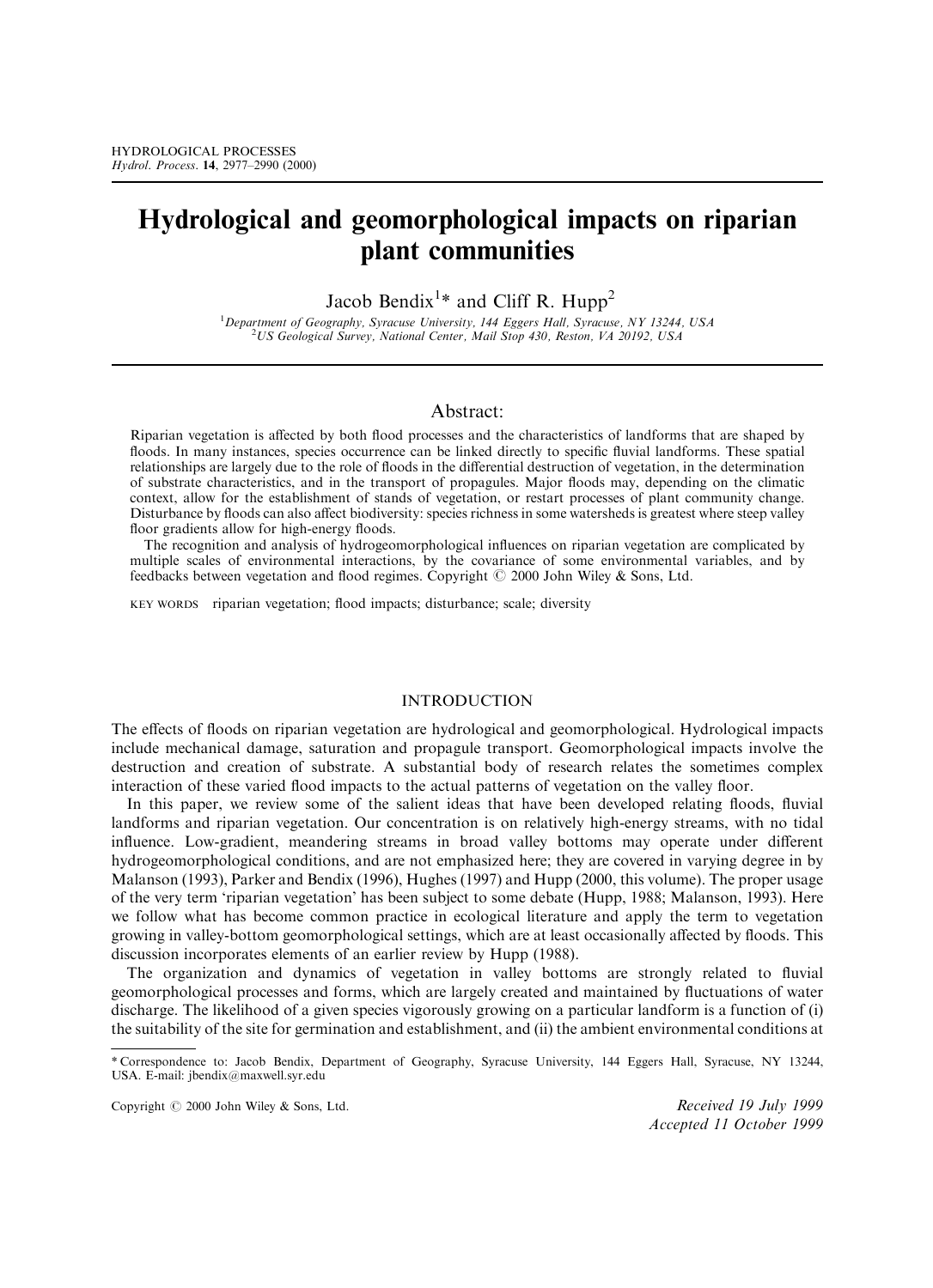# Hydrological and geomorphological impacts on riparian plant communities

Jacob Bendix[1]* and Cliff R. Hupp[2]

[1]Department of Geography, Syracuse University, 144 Eggers Hall, Syracuse, NY 13244, USA
[2]US Geological Survey, National Center, Mail Stop 430, Reston, VA 20192, USA

## Abstract:

Riparian vegetation is affected by both flood processes and the characteristics of landforms that are shaped by floods. In many instances, species occurrence can be linked directly to specific fluvial landforms. These spatial relationships are largely due to the role of floods in the differential destruction of vegetation, in the determination of substrate characteristics, and in the transport of propagules. Major floods may, depending on the climatic context, allow for the establishment of stands of vegetation, or restart processes of plant community change. Disturbance by floods can also affect biodiversity: species richness in some watersheds is greatest where steep valley floor gradients allow for high-energy floods.

The recognition and analysis of hydrogeomorphological influences on riparian vegetation are complicated by multiple scales of environmental interactions, by the covariance of some environmental variables, and by feedbacks between vegetation and flood regimes. Copyright © 2000 John Wiley & Sons, Ltd.

KEY WORDS riparian vegetation; flood impacts; disturbance; scale; diversity

## INTRODUCTION

The effects of floods on riparian vegetation are hydrological and geomorphological. Hydrological impacts include mechanical damage, saturation and propagule transport. Geomorphological impacts involve the destruction and creation of substrate. A substantial body of research relates the sometimes complex interaction of these varied flood impacts to the actual patterns of vegetation on the valley floor.

In this paper, we review some of the salient ideas that have been developed relating floods, fluvial landforms and riparian vegetation. Our concentration is on relatively high-energy streams, with no tidal influence. Low-gradient, meandering streams in broad valley bottoms may operate under different hydrogeomorphological conditions, and are not emphasized here; they are covered in varying degree in by Malanson (1993), Parker and Bendix (1996), Hughes (1997) and Hupp (2000, this volume). The proper usage of the very term 'riparian vegetation' has been subject to some debate (Hupp, 1988; Malanson, 1993). Here we follow what has become common practice in ecological literature and apply the term to vegetation growing in valley-bottom geomorphological settings, which are at least occasionally affected by floods. This discussion incorporates elements of an earlier review by Hupp (1988).

The organization and dynamics of vegetation in valley bottoms are strongly related to fluvial geomorphological processes and forms, which are largely created and maintained by fluctuations of water discharge. The likelihood of a given species vigorously growing on a particular landform is a function of (i) the suitability of the site for germination and establishment, and (ii) the ambient environmental conditions at

* Correspondence to: Jacob Bendix, Department of Geography, Syracuse University, 144 Eggers Hall, Syracuse, NY 13244, USA. E-mail: jbendix@maxwell.syr.edu

Received 19 July 1999
Accepted 11 October 1999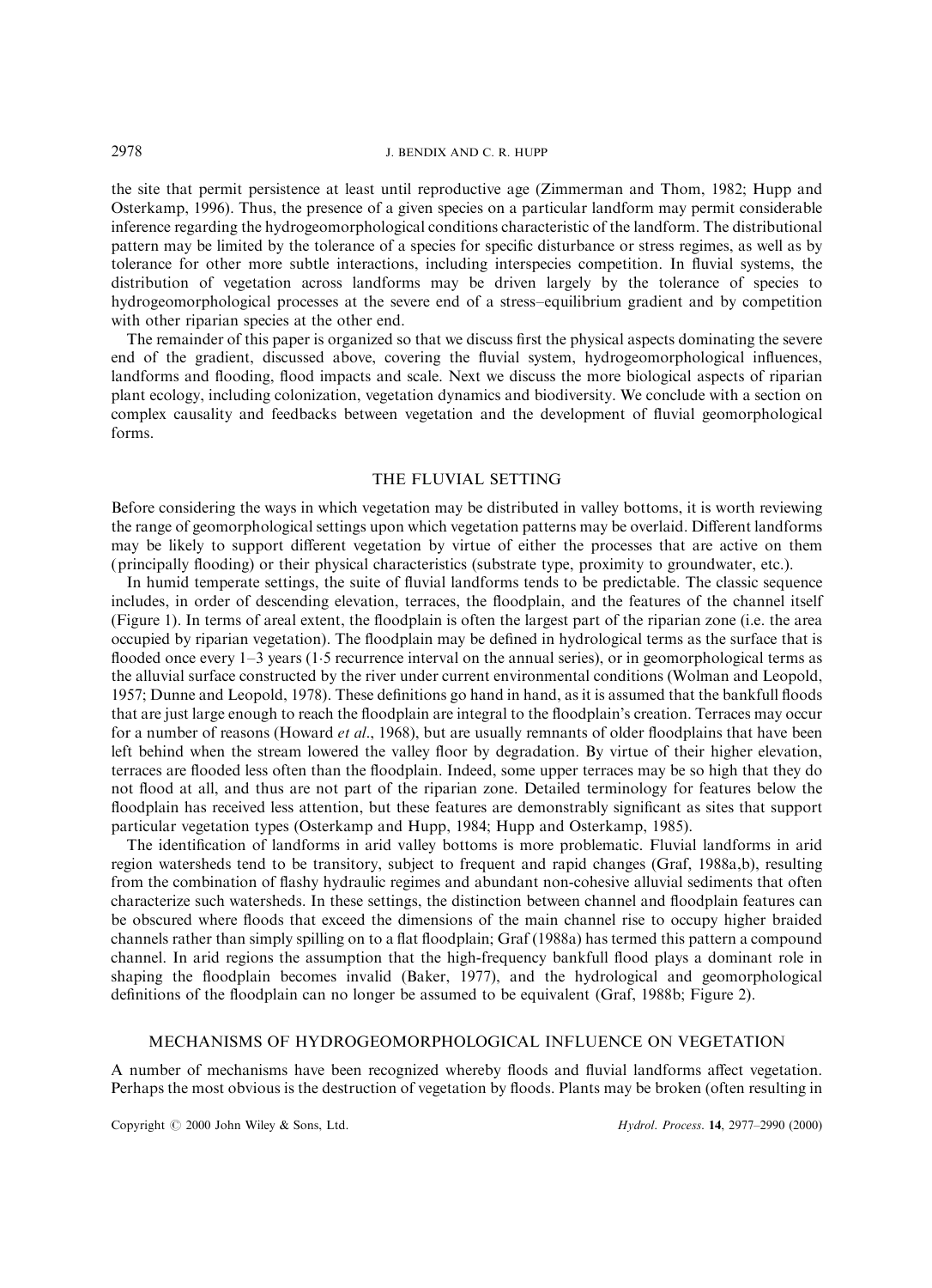the site that permit persistence at least until reproductive age (Zimmerman and Thom, 1982; Hupp and Osterkamp, 1996). Thus, the presence of a given species on a particular landform may permit considerable inference regarding the hydrogeomorphological conditions characteristic of the landform. The distributional pattern may be limited by the tolerance of a species for specific disturbance or stress regimes, as well as by tolerance for other more subtle interactions, including interspecies competition. In fluvial systems, the distribution of vegetation across landforms may be driven largely by the tolerance of species to hydrogeomorphological processes at the severe end of a stress–equilibrium gradient and by competition with other riparian species at the other end.

The remainder of this paper is organized so that we discuss first the physical aspects dominating the severe end of the gradient, discussed above, covering the fluvial system, hydrogeomorphological influences, landforms and flooding, flood impacts and scale. Next we discuss the more biological aspects of riparian plant ecology, including colonization, vegetation dynamics and biodiversity. We conclude with a section on complex causality and feedbacks between vegetation and the development of fluvial geomorphological forms.

## THE FLUVIAL SETTING

Before considering the ways in which vegetation may be distributed in valley bottoms, it is worth reviewing the range of geomorphological settings upon which vegetation patterns may be overlaid. Different landforms may be likely to support different vegetation by virtue of either the processes that are active on them (principally flooding) or their physical characteristics (substrate type, proximity to groundwater, etc.).

In humid temperate settings, the suite of fluvial landforms tends to be predictable. The classic sequence includes, in order of descending elevation, terraces, the floodplain, and the features of the channel itself (Figure 1). In terms of areal extent, the floodplain is often the largest part of the riparian zone (i.e. the area occupied by riparian vegetation). The floodplain may be defined in hydrological terms as the surface that is flooded once every 1–3 years (1·5 recurrence interval on the annual series), or in geomorphological terms as the alluvial surface constructed by the river under current environmental conditions (Wolman and Leopold, 1957; Dunne and Leopold, 1978). These definitions go hand in hand, as it is assumed that the bankfull floods that are just large enough to reach the floodplain are integral to the floodplain's creation. Terraces may occur for a number of reasons (Howard *et al*., 1968), but are usually remnants of older floodplains that have been left behind when the stream lowered the valley floor by degradation. By virtue of their higher elevation, terraces are flooded less often than the floodplain. Indeed, some upper terraces may be so high that they do not flood at all, and thus are not part of the riparian zone. Detailed terminology for features below the floodplain has received less attention, but these features are demonstrably significant as sites that support particular vegetation types (Osterkamp and Hupp, 1984; Hupp and Osterkamp, 1985).

The identification of landforms in arid valley bottoms is more problematic. Fluvial landforms in arid region watersheds tend to be transitory, subject to frequent and rapid changes (Graf, 1988a,b), resulting from the combination of flashy hydraulic regimes and abundant non-cohesive alluvial sediments that often characterize such watersheds. In these settings, the distinction between channel and floodplain features can be obscured where floods that exceed the dimensions of the main channel rise to occupy higher braided channels rather than simply spilling on to a flat floodplain; Graf (1988a) has termed this pattern a compound channel. In arid regions the assumption that the high-frequency bankfull flood plays a dominant role in shaping the floodplain becomes invalid (Baker, 1977), and the hydrological and geomorphological definitions of the floodplain can no longer be assumed to be equivalent (Graf, 1988b; Figure 2).

## MECHANISMS OF HYDROGEOMORPHOLOGICAL INFLUENCE ON VEGETATION

A number of mechanisms have been recognized whereby floods and fluvial landforms affect vegetation. Perhaps the most obvious is the destruction of vegetation by floods. Plants may be broken (often resulting in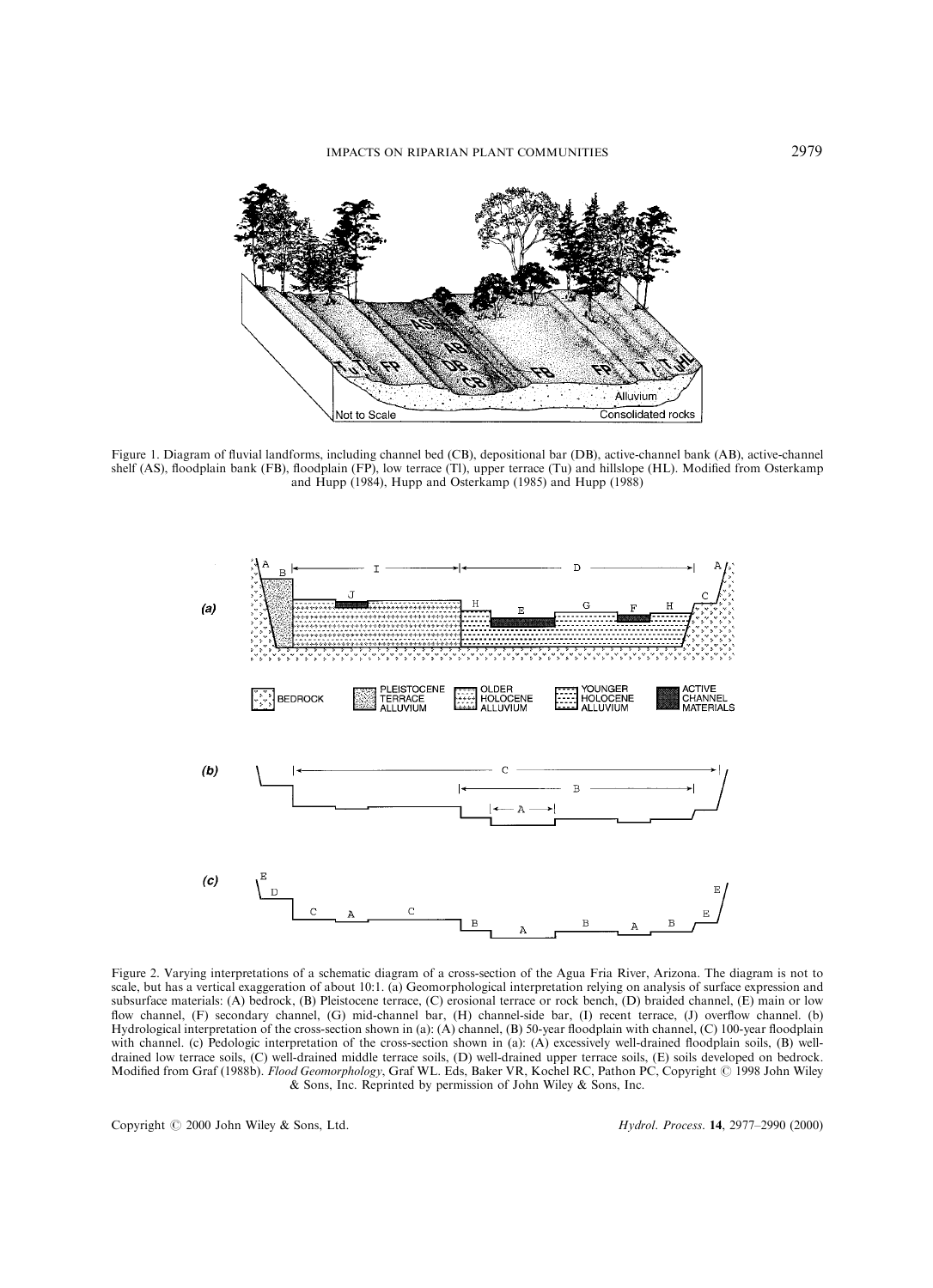Figure 1. Diagram of fluvial landforms, including channel bed (CB), depositional bar (DB), active-channel bank (AB), active-channel shelf (AS), floodplain bank (FB), floodplain (FP), low terrace (Tl), upper terrace (Tu) and hillslope (HL). Modified from Osterkamp and Hupp (1984), Hupp and Osterkamp (1985) and Hupp (1988)

Figure 2. Varying interpretations of a schematic diagram of a cross-section of the Agua Fria River, Arizona. The diagram is not to scale, but has a vertical exaggeration of about 10:1. (a) Geomorphological interpretation relying on analysis of surface expression and subsurface materials: (A) bedrock, (B) Pleistocene terrace, (C) erosional terrace or rock bench, (D) braided channel, (E) main or low flow channel, (F) secondary channel, (G) mid-channel bar, (H) channel-side bar, (I) recent terrace, (J) overflow channel. (b) Hydrological interpretation of the cross-section shown in (a): (A) channel, (B) 50-year floodplain with channel, (C) 100-year floodplain with channel. (c) Pedologic interpretation of the cross-section shown in (a): (A) excessively well-drained floodplain soils, (B) well-drained low terrace soils, (C) well-drained middle terrace soils, (D) well-drained upper terrace soils, (E) soils developed on bedrock. Modified from Graf (1988b). *Flood Geomorphology*, Graf WL. Eds, Baker VR, Kochel RC, Pathon PC, Copyright © 1998 John Wiley & Sons, Inc. Reprinted by permission of John Wiley & Sons, Inc.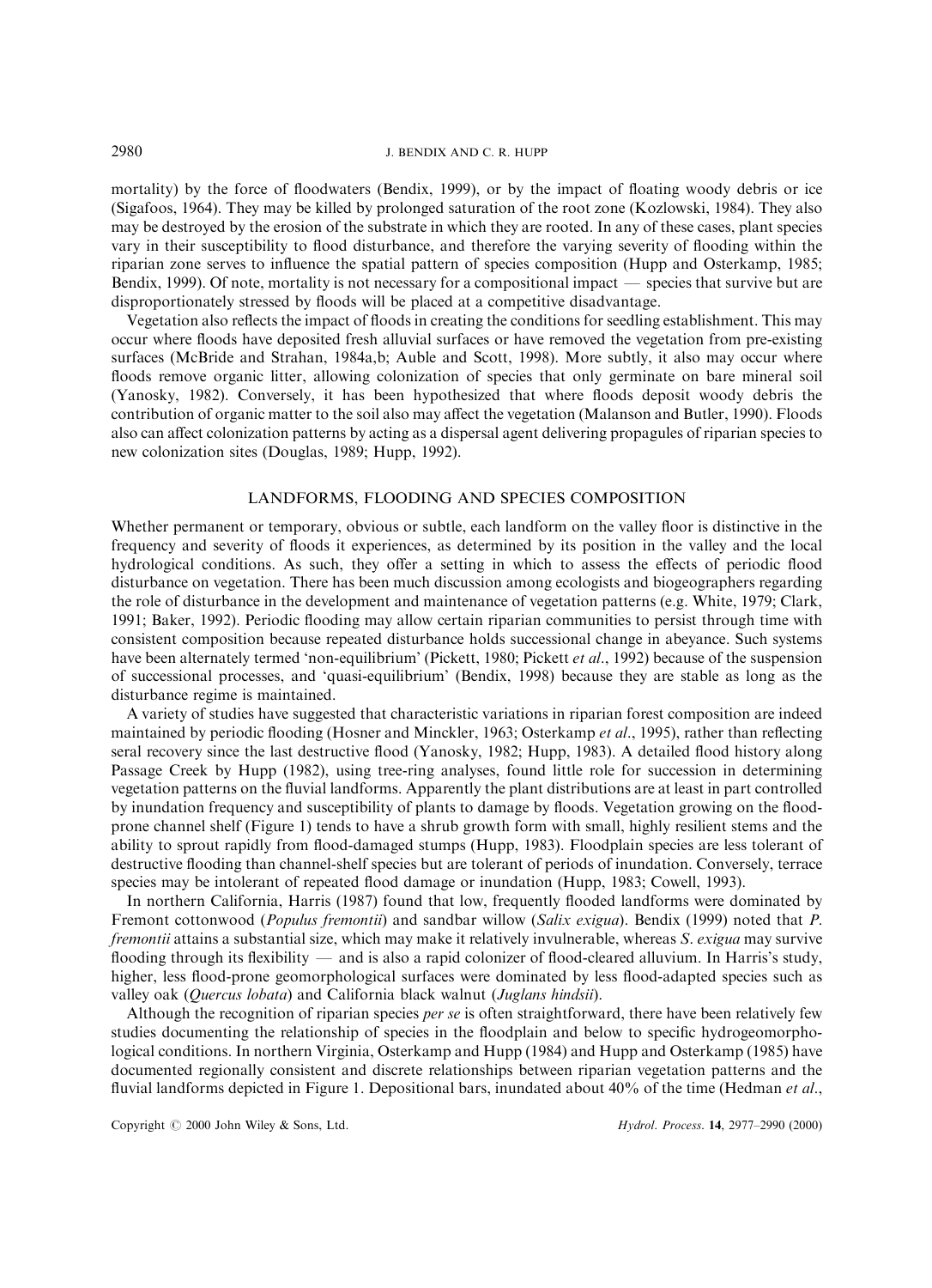mortality) by the force of floodwaters (Bendix, 1999), or by the impact of floating woody debris or ice (Sigafoos, 1964). They may be killed by prolonged saturation of the root zone (Kozlowski, 1984). They also may be destroyed by the erosion of the substrate in which they are rooted. In any of these cases, plant species vary in their susceptibility to flood disturbance, and therefore the varying severity of flooding within the riparian zone serves to influence the spatial pattern of species composition (Hupp and Osterkamp, 1985; Bendix, 1999). Of note, mortality is not necessary for a compositional impact — species that survive but are disproportionately stressed by floods will be placed at a competitive disadvantage.

Vegetation also reflects the impact of floods in creating the conditions for seedling establishment. This may occur where floods have deposited fresh alluvial surfaces or have removed the vegetation from pre-existing surfaces (McBride and Strahan, 1984a,b; Auble and Scott, 1998). More subtly, it also may occur where floods remove organic litter, allowing colonization of species that only germinate on bare mineral soil (Yanosky, 1982). Conversely, it has been hypothesized that where floods deposit woody debris the contribution of organic matter to the soil also may affect the vegetation (Malanson and Butler, 1990). Floods also can affect colonization patterns by acting as a dispersal agent delivering propagules of riparian species to new colonization sites (Douglas, 1989; Hupp, 1992).

## LANDFORMS, FLOODING AND SPECIES COMPOSITION

Whether permanent or temporary, obvious or subtle, each landform on the valley floor is distinctive in the frequency and severity of floods it experiences, as determined by its position in the valley and the local hydrological conditions. As such, they offer a setting in which to assess the effects of periodic flood disturbance on vegetation. There has been much discussion among ecologists and biogeographers regarding the role of disturbance in the development and maintenance of vegetation patterns (e.g. White, 1979; Clark, 1991; Baker, 1992). Periodic flooding may allow certain riparian communities to persist through time with consistent composition because repeated disturbance holds successional change in abeyance. Such systems have been alternately termed 'non-equilibrium' (Pickett, 1980; Pickett *et al.*, 1992) because of the suspension of successional processes, and 'quasi-equilibrium' (Bendix, 1998) because they are stable as long as the disturbance regime is maintained.

A variety of studies have suggested that characteristic variations in riparian forest composition are indeed maintained by periodic flooding (Hosner and Minckler, 1963; Osterkamp *et al.*, 1995), rather than reflecting seral recovery since the last destructive flood (Yanosky, 1982; Hupp, 1983). A detailed flood history along Passage Creek by Hupp (1982), using tree-ring analyses, found little role for succession in determining vegetation patterns on the fluvial landforms. Apparently the plant distributions are at least in part controlled by inundation frequency and susceptibility of plants to damage by floods. Vegetation growing on the flood-prone channel shelf (Figure 1) tends to have a shrub growth form with small, highly resilient stems and the ability to sprout rapidly from flood-damaged stumps (Hupp, 1983). Floodplain species are less tolerant of destructive flooding than channel-shelf species but are tolerant of periods of inundation. Conversely, terrace species may be intolerant of repeated flood damage or inundation (Hupp, 1983; Cowell, 1993).

In northern California, Harris (1987) found that low, frequently flooded landforms were dominated by Fremont cottonwood (*Populus fremontii*) and sandbar willow (*Salix exigua*). Bendix (1999) noted that *P. fremontii* attains a substantial size, which may make it relatively invulnerable, whereas *S. exigua* may survive flooding through its flexibility — and is also a rapid colonizer of flood-cleared alluvium. In Harris's study, higher, less flood-prone geomorphological surfaces were dominated by less flood-adapted species such as valley oak (*Quercus lobata*) and California black walnut (*Juglans hindsii*).

Although the recognition of riparian species *per se* is often straightforward, there have been relatively few studies documenting the relationship of species in the floodplain and below to specific hydrogeomorphological conditions. In northern Virginia, Osterkamp and Hupp (1984) and Hupp and Osterkamp (1985) have documented regionally consistent and discrete relationships between riparian vegetation patterns and the fluvial landforms depicted in Figure 1. Depositional bars, inundated about 40% of the time (Hedman *et al.*,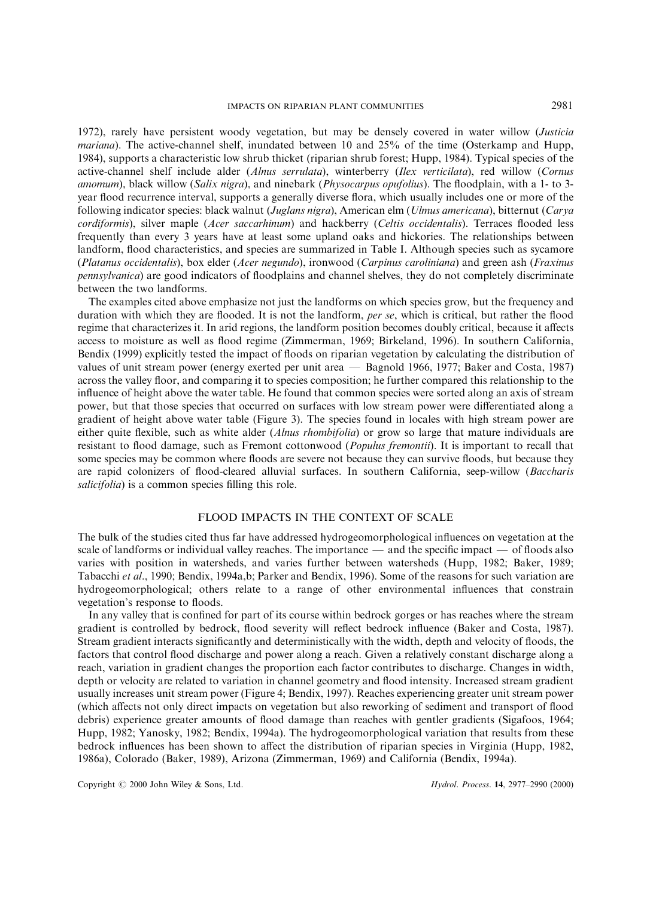1972), rarely have persistent woody vegetation, but may be densely covered in water willow (*Justicia mariana*). The active-channel shelf, inundated between 10 and 25% of the time (Osterkamp and Hupp, 1984), supports a characteristic low shrub thicket (riparian shrub forest; Hupp, 1984). Typical species of the active-channel shelf include alder (*Alnus serrulata*), winterberry (*Ilex verticilata*), red willow (*Cornus amomum*), black willow (*Salix nigra*), and ninebark (*Physocarpus opufolius*). The floodplain, with a 1- to 3-year flood recurrence interval, supports a generally diverse flora, which usually includes one or more of the following indicator species: black walnut (*Juglans nigra*), American elm (*Ulmus americana*), bitternut (*Carya cordiformis*), silver maple (*Acer saccarhinum*) and hackberry (*Celtis occidentalis*). Terraces flooded less frequently than every 3 years have at least some upland oaks and hickories. The relationships between landform, flood characteristics, and species are summarized in Table I. Although species such as sycamore (*Platanus occidentalis*), box elder (*Acer negundo*), ironwood (*Carpinus caroliniana*) and green ash (*Fraxinus pennsylvanica*) are good indicators of floodplains and channel shelves, they do not completely discriminate between the two landforms.

The examples cited above emphasize not just the landforms on which species grow, but the frequency and duration with which they are flooded. It is not the landform, *per se*, which is critical, but rather the flood regime that characterizes it. In arid regions, the landform position becomes doubly critical, because it affects access to moisture as well as flood regime (Zimmerman, 1969; Birkeland, 1996). In southern California, Bendix (1999) explicitly tested the impact of floods on riparian vegetation by calculating the distribution of values of unit stream power (energy exerted per unit area — Bagnold 1966, 1977; Baker and Costa, 1987) across the valley floor, and comparing it to species composition; he further compared this relationship to the influence of height above the water table. He found that common species were sorted along an axis of stream power, but that those species that occurred on surfaces with low stream power were differentiated along a gradient of height above water table (Figure 3). The species found in locales with high stream power are either quite flexible, such as white alder (*Alnus rhombifolia*) or grow so large that mature individuals are resistant to flood damage, such as Fremont cottonwood (*Populus fremontii*). It is important to recall that some species may be common where floods are severe not because they can survive floods, but because they are rapid colonizers of flood-cleared alluvial surfaces. In southern California, seep-willow (*Baccharis salicifolia*) is a common species filling this role.

## FLOOD IMPACTS IN THE CONTEXT OF SCALE

The bulk of the studies cited thus far have addressed hydrogeomorphological influences on vegetation at the scale of landforms or individual valley reaches. The importance — and the specific impact — of floods also varies with position in watersheds, and varies further between watersheds (Hupp, 1982; Baker, 1989; Tabacchi *et al*., 1990; Bendix, 1994a,b; Parker and Bendix, 1996). Some of the reasons for such variation are hydrogeomorphological; others relate to a range of other environmental influences that constrain vegetation's response to floods.

In any valley that is confined for part of its course within bedrock gorges or has reaches where the stream gradient is controlled by bedrock, flood severity will reflect bedrock influence (Baker and Costa, 1987). Stream gradient interacts significantly and deterministically with the width, depth and velocity of floods, the factors that control flood discharge and power along a reach. Given a relatively constant discharge along a reach, variation in gradient changes the proportion each factor contributes to discharge. Changes in width, depth or velocity are related to variation in channel geometry and flood intensity. Increased stream gradient usually increases unit stream power (Figure 4; Bendix, 1997). Reaches experiencing greater unit stream power (which affects not only direct impacts on vegetation but also reworking of sediment and transport of flood debris) experience greater amounts of flood damage than reaches with gentler gradients (Sigafoos, 1964; Hupp, 1982; Yanosky, 1982; Bendix, 1994a). The hydrogeomorphological variation that results from these bedrock influences has been shown to affect the distribution of riparian species in Virginia (Hupp, 1982, 1986a), Colorado (Baker, 1989), Arizona (Zimmerman, 1969) and California (Bendix, 1994a).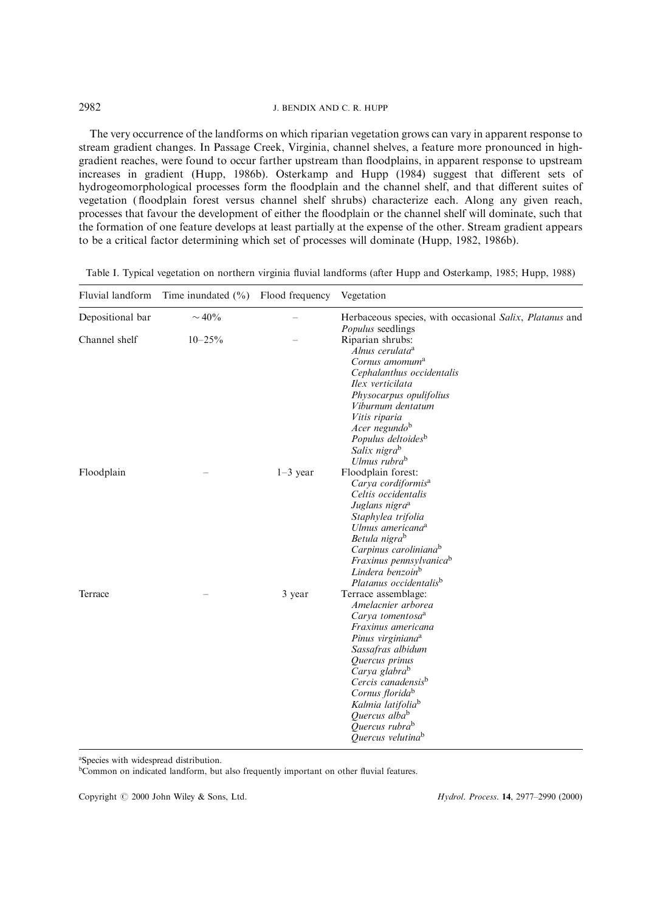The very occurrence of the landforms on which riparian vegetation grows can vary in apparent response to stream gradient changes. In Passage Creek, Virginia, channel shelves, a feature more pronounced in high-gradient reaches, were found to occur farther upstream than floodplains, in apparent response to upstream increases in gradient (Hupp, 1986b). Osterkamp and Hupp (1984) suggest that different sets of hydrogeomorphological processes form the floodplain and the channel shelf, and that different suites of vegetation (floodplain forest versus channel shelf shrubs) characterize each. Along any given reach, processes that favour the development of either the floodplain or the channel shelf will dominate, such that the formation of one feature develops at least partially at the expense of the other. Stream gradient appears to be a critical factor determining which set of processes will dominate (Hupp, 1982, 1986b).

Table I. Typical vegetation on northern virginia fluvial landforms (after Hupp and Osterkamp, 1985; Hupp, 1988)

| Fluvial landform | Time inundated (%) | Flood frequency | Vegetation |
|---|---|---|---|
| Depositional bar | ~40% | – | Herbaceous species, with occasional *Salix*, *Platanus* and *Populus* seedlings |
| Channel shelf | 10–25% | – | Riparian shrubs:<br>*Alnus cerulata*[a]<br>*Cornus amomum*[a]<br>*Cephalanthus occidentalis*<br>*Ilex verticilata*<br>*Physocarpus opulifolius*<br>*Viburnum dentatum*<br>*Vitis riparia*<br>*Acer negundo*[b]<br>*Populus deltoides*[b]<br>*Salix nigra*[b]<br>*Ulmus rubra*[b] |
| Floodplain | – | 1–3 year | Floodplain forest:<br>*Carya cordiformis*[a]<br>*Celtis occidentalis*<br>*Juglans nigra*[a]<br>*Staphylea trifolia*<br>*Ulmus americana*[a]<br>*Betula nigra*[b]<br>*Carpinus caroliniana*[b]<br>*Fraxinus pennsylvanica*[b]<br>*Lindera benzoin*[b]<br>*Platanus occidentalis*[b] |
| Terrace | – | 3 year | Terrace assemblage:<br>*Amelacnier arborea*<br>*Carya tomentosa*[a]<br>*Fraxinus americana*<br>*Pinus virginiana*[a]<br>*Sassafras albidum*<br>*Quercus prinus*<br>*Carya glabra*[b]<br>*Cercis canadensis*[b]<br>*Cornus florida*[b]<br>*Kalmia latifolia*[b]<br>*Quercus alba*[b]<br>*Quercus rubra*[b]<br>*Quercus velutina*[b] |

[a]Species with widespread distribution.
[b]Common on indicated landform, but also frequently important on other fluvial features.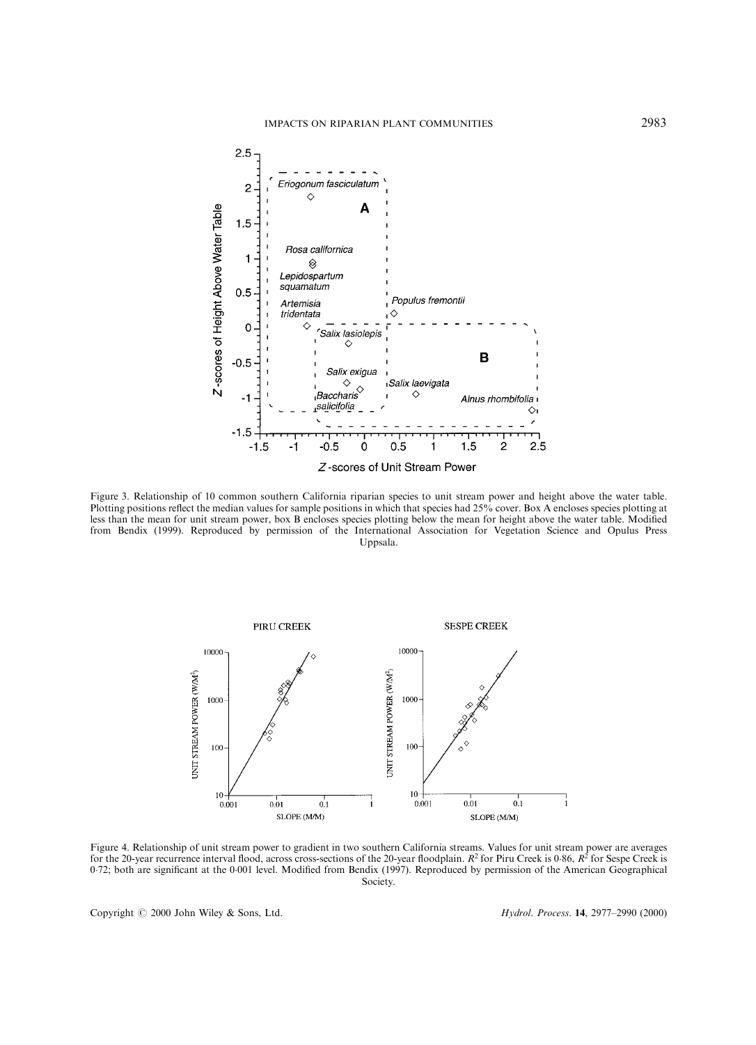Figure 3. Relationship of 10 common southern California riparian species to unit stream power and height above the water table. Plotting positions reflect the median values for sample positions in which that species had 25% cover. Box A encloses species plotting at less than the mean for unit stream power, box B encloses species plotting below the mean for height above the water table. Modified from Bendix (1999). Reproduced by permission of the International Association for Vegetation Science and Opulus Press Uppsala.

Figure 4. Relationship of unit stream power to gradient in two southern California streams. Values for unit stream power are averages for the 20-year recurrence interval flood, across cross-sections of the 20-year floodplain. $R^2$ for Piru Creek is 0·86, $R^2$ for Sespe Creek is 0·72; both are significant at the 0·001 level. Modified from Bendix (1997). Reproduced by permission of the American Geographical Society.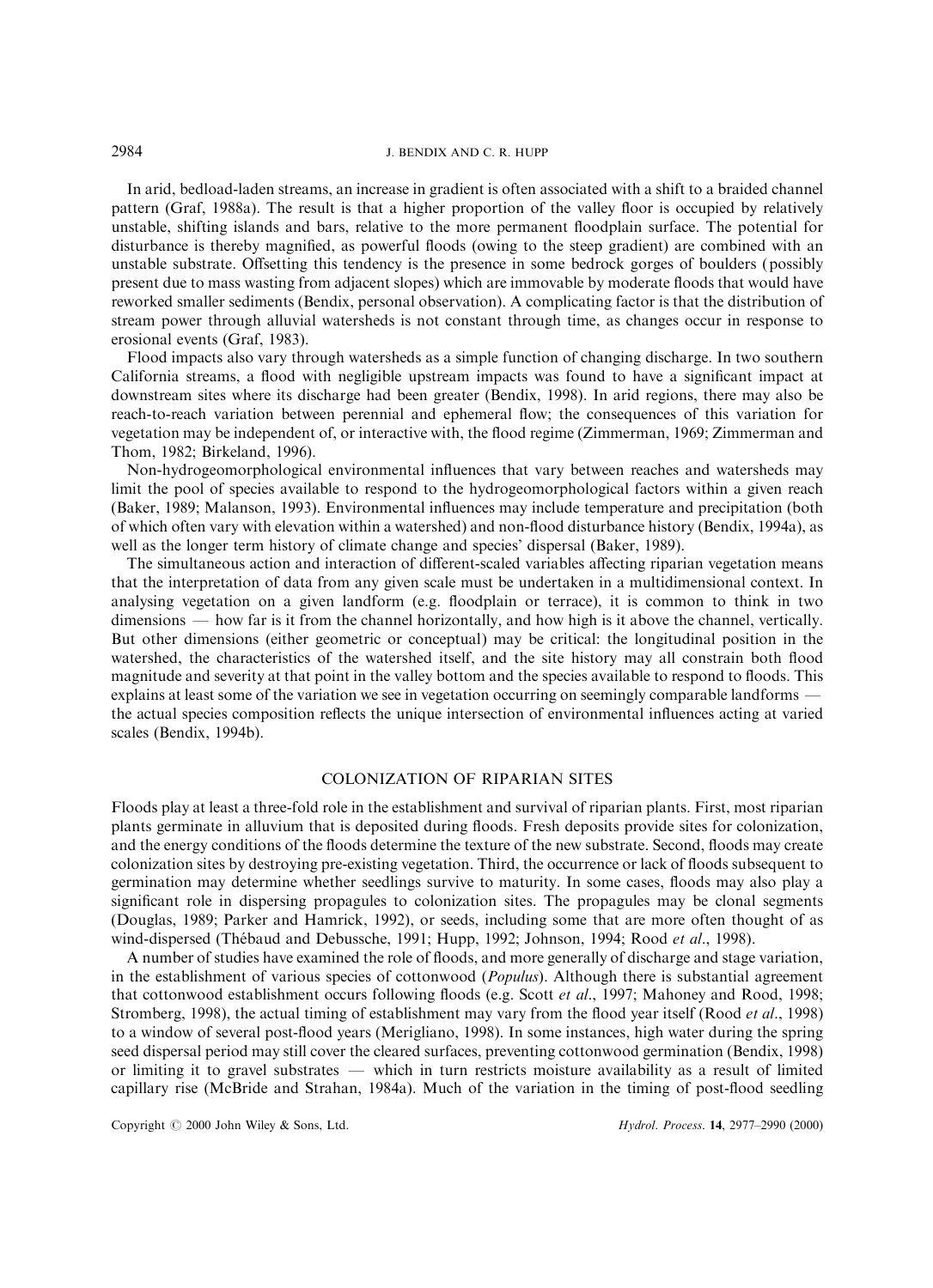In arid, bedload-laden streams, an increase in gradient is often associated with a shift to a braided channel pattern (Graf, 1988a). The result is that a higher proportion of the valley floor is occupied by relatively unstable, shifting islands and bars, relative to the more permanent floodplain surface. The potential for disturbance is thereby magnified, as powerful floods (owing to the steep gradient) are combined with an unstable substrate. Offsetting this tendency is the presence in some bedrock gorges of boulders (possibly present due to mass wasting from adjacent slopes) which are immovable by moderate floods that would have reworked smaller sediments (Bendix, personal observation). A complicating factor is that the distribution of stream power through alluvial watersheds is not constant through time, as changes occur in response to erosional events (Graf, 1983).

Flood impacts also vary through watersheds as a simple function of changing discharge. In two southern California streams, a flood with negligible upstream impacts was found to have a significant impact at downstream sites where its discharge had been greater (Bendix, 1998). In arid regions, there may also be reach-to-reach variation between perennial and ephemeral flow; the consequences of this variation for vegetation may be independent of, or interactive with, the flood regime (Zimmerman, 1969; Zimmerman and Thom, 1982; Birkeland, 1996).

Non-hydrogeomorphological environmental influences that vary between reaches and watersheds may limit the pool of species available to respond to the hydrogeomorphological factors within a given reach (Baker, 1989; Malanson, 1993). Environmental influences may include temperature and precipitation (both of which often vary with elevation within a watershed) and non-flood disturbance history (Bendix, 1994a), as well as the longer term history of climate change and species' dispersal (Baker, 1989).

The simultaneous action and interaction of different-scaled variables affecting riparian vegetation means that the interpretation of data from any given scale must be undertaken in a multidimensional context. In analysing vegetation on a given landform (e.g. floodplain or terrace), it is common to think in two dimensions — how far is it from the channel horizontally, and how high is it above the channel, vertically. But other dimensions (either geometric or conceptual) may be critical: the longitudinal position in the watershed, the characteristics of the watershed itself, and the site history may all constrain both flood magnitude and severity at that point in the valley bottom and the species available to respond to floods. This explains at least some of the variation we see in vegetation occurring on seemingly comparable landforms — the actual species composition reflects the unique intersection of environmental influences acting at varied scales (Bendix, 1994b).

## COLONIZATION OF RIPARIAN SITES

Floods play at least a three-fold role in the establishment and survival of riparian plants. First, most riparian plants germinate in alluvium that is deposited during floods. Fresh deposits provide sites for colonization, and the energy conditions of the floods determine the texture of the new substrate. Second, floods may create colonization sites by destroying pre-existing vegetation. Third, the occurrence or lack of floods subsequent to germination may determine whether seedlings survive to maturity. In some cases, floods may also play a significant role in dispersing propagules to colonization sites. The propagules may be clonal segments (Douglas, 1989; Parker and Hamrick, 1992), or seeds, including some that are more often thought of as wind-dispersed (Thébaud and Debussche, 1991; Hupp, 1992; Johnson, 1994; Rood *et al*., 1998).

A number of studies have examined the role of floods, and more generally of discharge and stage variation, in the establishment of various species of cottonwood (*Populus*). Although there is substantial agreement that cottonwood establishment occurs following floods (e.g. Scott *et al*., 1997; Mahoney and Rood, 1998; Stromberg, 1998), the actual timing of establishment may vary from the flood year itself (Rood *et al*., 1998) to a window of several post-flood years (Merigliano, 1998). In some instances, high water during the spring seed dispersal period may still cover the cleared surfaces, preventing cottonwood germination (Bendix, 1998) or limiting it to gravel substrates — which in turn restricts moisture availability as a result of limited capillary rise (McBride and Strahan, 1984a). Much of the variation in the timing of post-flood seedling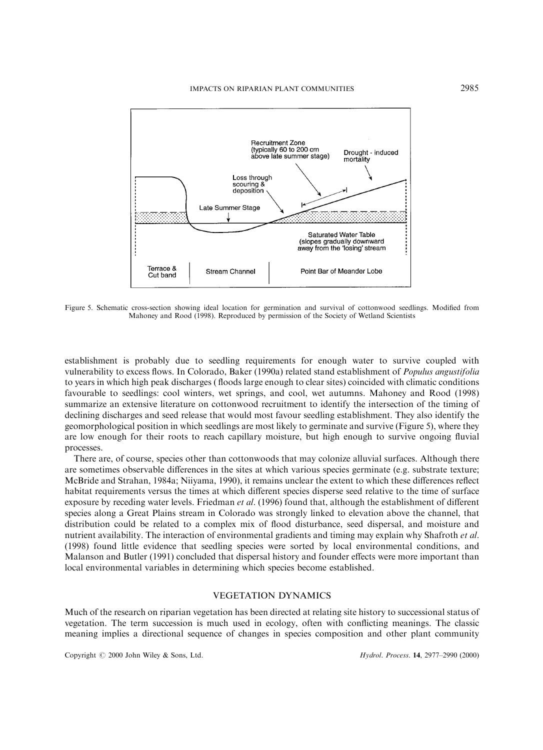Figure 5. Schematic cross-section showing ideal location for germination and survival of cottonwood seedlings. Modified from Mahoney and Rood (1998). Reproduced by permission of the Society of Wetland Scientists

establishment is probably due to seedling requirements for enough water to survive coupled with vulnerability to excess flows. In Colorado, Baker (1990a) related stand establishment of *Populus angustifolia* to years in which high peak discharges (floods large enough to clear sites) coincided with climatic conditions favourable to seedlings: cool winters, wet springs, and cool, wet autumns. Mahoney and Rood (1998) summarize an extensive literature on cottonwood recruitment to identify the intersection of the timing of declining discharges and seed release that would most favour seedling establishment. They also identify the geomorphological position in which seedlings are most likely to germinate and survive (Figure 5), where they are low enough for their roots to reach capillary moisture, but high enough to survive ongoing fluvial processes.

There are, of course, species other than cottonwoods that may colonize alluvial surfaces. Although there are sometimes observable differences in the sites at which various species germinate (e.g. substrate texture; McBride and Strahan, 1984a; Niiyama, 1990), it remains unclear the extent to which these differences reflect habitat requirements versus the times at which different species disperse seed relative to the time of surface exposure by receding water levels. Friedman *et al*. (1996) found that, although the establishment of different species along a Great Plains stream in Colorado was strongly linked to elevation above the channel, that distribution could be related to a complex mix of flood disturbance, seed dispersal, and moisture and nutrient availability. The interaction of environmental gradients and timing may explain why Shafroth *et al*. (1998) found little evidence that seedling species were sorted by local environmental conditions, and Malanson and Butler (1991) concluded that dispersal history and founder effects were more important than local environmental variables in determining which species become established.

## VEGETATION DYNAMICS

Much of the research on riparian vegetation has been directed at relating site history to successional status of vegetation. The term succession is much used in ecology, often with conflicting meanings. The classic meaning implies a directional sequence of changes in species composition and other plant community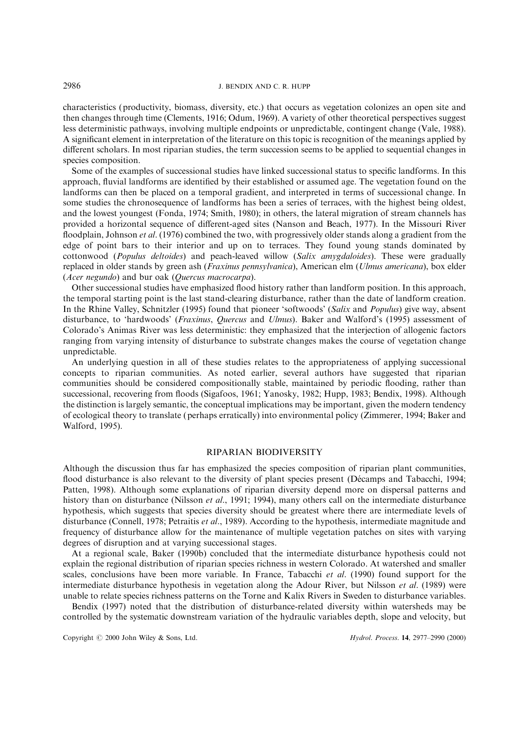characteristics (productivity, biomass, diversity, etc.) that occurs as vegetation colonizes an open site and then changes through time (Clements, 1916; Odum, 1969). A variety of other theoretical perspectives suggest less deterministic pathways, involving multiple endpoints or unpredictable, contingent change (Vale, 1988). A significant element in interpretation of the literature on this topic is recognition of the meanings applied by different scholars. In most riparian studies, the term succession seems to be applied to sequential changes in species composition.

Some of the examples of successional studies have linked successional status to specific landforms. In this approach, fluvial landforms are identified by their established or assumed age. The vegetation found on the landforms can then be placed on a temporal gradient, and interpreted in terms of successional change. In some studies the chronosequence of landforms has been a series of terraces, with the highest being oldest, and the lowest youngest (Fonda, 1974; Smith, 1980); in others, the lateral migration of stream channels has provided a horizontal sequence of different-aged sites (Nanson and Beach, 1977). In the Missouri River floodplain, Johnson *et al*. (1976) combined the two, with progressively older stands along a gradient from the edge of point bars to their interior and up on to terraces. They found young stands dominated by cottonwood (*Populus deltoides*) and peach-leaved willow (*Salix amygdaloides*). These were gradually replaced in older stands by green ash (*Fraxinus pennsylvanica*), American elm (*Ulmus americana*), box elder (*Acer negundo*) and bur oak (*Quercus macrocarpa*).

Other successional studies have emphasized flood history rather than landform position. In this approach, the temporal starting point is the last stand-clearing disturbance, rather than the date of landform creation. In the Rhine Valley, Schnitzler (1995) found that pioneer 'softwoods' (*Salix* and *Populus*) give way, absent disturbance, to 'hardwoods' (*Fraxinus*, *Quercus* and *Ulmus*). Baker and Walford's (1995) assessment of Colorado's Animas River was less deterministic: they emphasized that the interjection of allogenic factors ranging from varying intensity of disturbance to substrate changes makes the course of vegetation change unpredictable.

An underlying question in all of these studies relates to the appropriateness of applying successional concepts to riparian communities. As noted earlier, several authors have suggested that riparian communities should be considered compositionally stable, maintained by periodic flooding, rather than successional, recovering from floods (Sigafoos, 1961; Yanosky, 1982; Hupp, 1983; Bendix, 1998). Although the distinction is largely semantic, the conceptual implications may be important, given the modern tendency of ecological theory to translate (perhaps erratically) into environmental policy (Zimmerer, 1994; Baker and Walford, 1995).

## RIPARIAN BIODIVERSITY

Although the discussion thus far has emphasized the species composition of riparian plant communities, flood disturbance is also relevant to the diversity of plant species present (Décamps and Tabacchi, 1994; Patten, 1998). Although some explanations of riparian diversity depend more on dispersal patterns and history than on disturbance (Nilsson *et al*., 1991; 1994), many others call on the intermediate disturbance hypothesis, which suggests that species diversity should be greatest where there are intermediate levels of disturbance (Connell, 1978; Petraitis *et al*., 1989). According to the hypothesis, intermediate magnitude and frequency of disturbance allow for the maintenance of multiple vegetation patches on sites with varying degrees of disruption and at varying successional stages.

At a regional scale, Baker (1990b) concluded that the intermediate disturbance hypothesis could not explain the regional distribution of riparian species richness in western Colorado. At watershed and smaller scales, conclusions have been more variable. In France, Tabacchi *et al*. (1990) found support for the intermediate disturbance hypothesis in vegetation along the Adour River, but Nilsson *et al*. (1989) were unable to relate species richness patterns on the Torne and Kalix Rivers in Sweden to disturbance variables.

Bendix (1997) noted that the distribution of disturbance-related diversity within watersheds may be controlled by the systematic downstream variation of the hydraulic variables depth, slope and velocity, but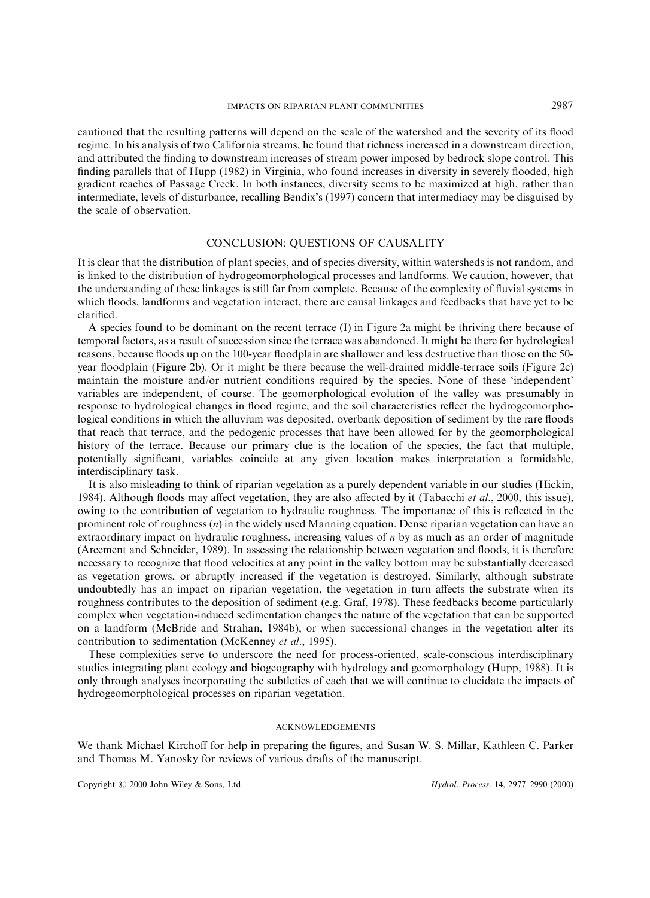cautioned that the resulting patterns will depend on the scale of the watershed and the severity of its flood regime. In his analysis of two California streams, he found that richness increased in a downstream direction, and attributed the finding to downstream increases of stream power imposed by bedrock slope control. This finding parallels that of Hupp (1982) in Virginia, who found increases in diversity in severely flooded, high gradient reaches of Passage Creek. In both instances, diversity seems to be maximized at high, rather than intermediate, levels of disturbance, recalling Bendix's (1997) concern that intermediacy may be disguised by the scale of observation.

## CONCLUSION: QUESTIONS OF CAUSALITY

It is clear that the distribution of plant species, and of species diversity, within watersheds is not random, and is linked to the distribution of hydrogeomorphological processes and landforms. We caution, however, that the understanding of these linkages is still far from complete. Because of the complexity of fluvial systems in which floods, landforms and vegetation interact, there are causal linkages and feedbacks that have yet to be clarified.

A species found to be dominant on the recent terrace (I) in Figure 2a might be thriving there because of temporal factors, as a result of succession since the terrace was abandoned. It might be there for hydrological reasons, because floods up on the 100-year floodplain are shallower and less destructive than those on the 50-year floodplain (Figure 2b). Or it might be there because the well-drained middle-terrace soils (Figure 2c) maintain the moisture and/or nutrient conditions required by the species. None of these 'independent' variables are independent, of course. The geomorphological evolution of the valley was presumably in response to hydrological changes in flood regime, and the soil characteristics reflect the hydrogeomorphological conditions in which the alluvium was deposited, overbank deposition of sediment by the rare floods that reach that terrace, and the pedogenic processes that have been allowed for by the geomorphological history of the terrace. Because our primary clue is the location of the species, the fact that multiple, potentially significant, variables coincide at any given location makes interpretation a formidable, interdisciplinary task.

It is also misleading to think of riparian vegetation as a purely dependent variable in our studies (Hickin, 1984). Although floods may affect vegetation, they are also affected by it (Tabacchi *et al.*, 2000, this issue), owing to the contribution of vegetation to hydraulic roughness. The importance of this is reflected in the prominent role of roughness ($n$) in the widely used Manning equation. Dense riparian vegetation can have an extraordinary impact on hydraulic roughness, increasing values of $n$ by as much as an order of magnitude (Arcement and Schneider, 1989). In assessing the relationship between vegetation and floods, it is therefore necessary to recognize that flood velocities at any point in the valley bottom may be substantially decreased as vegetation grows, or abruptly increased if the vegetation is destroyed. Similarly, although substrate undoubtedly has an impact on riparian vegetation, the vegetation in turn affects the substrate when its roughness contributes to the deposition of sediment (e.g. Graf, 1978). These feedbacks become particularly complex when vegetation-induced sedimentation changes the nature of the vegetation that can be supported on a landform (McBride and Strahan, 1984b), or when successional changes in the vegetation alter its contribution to sedimentation (McKenney *et al.*, 1995).

These complexities serve to underscore the need for process-oriented, scale-conscious interdisciplinary studies integrating plant ecology and biogeography with hydrology and geomorphology (Hupp, 1988). It is only through analyses incorporating the subtleties of each that we will continue to elucidate the impacts of hydrogeomorphological processes on riparian vegetation.

### ACKNOWLEDGEMENTS

We thank Michael Kirchoff for help in preparing the figures, and Susan W. S. Millar, Kathleen C. Parker and Thomas M. Yanosky for reviews of various drafts of the manuscript.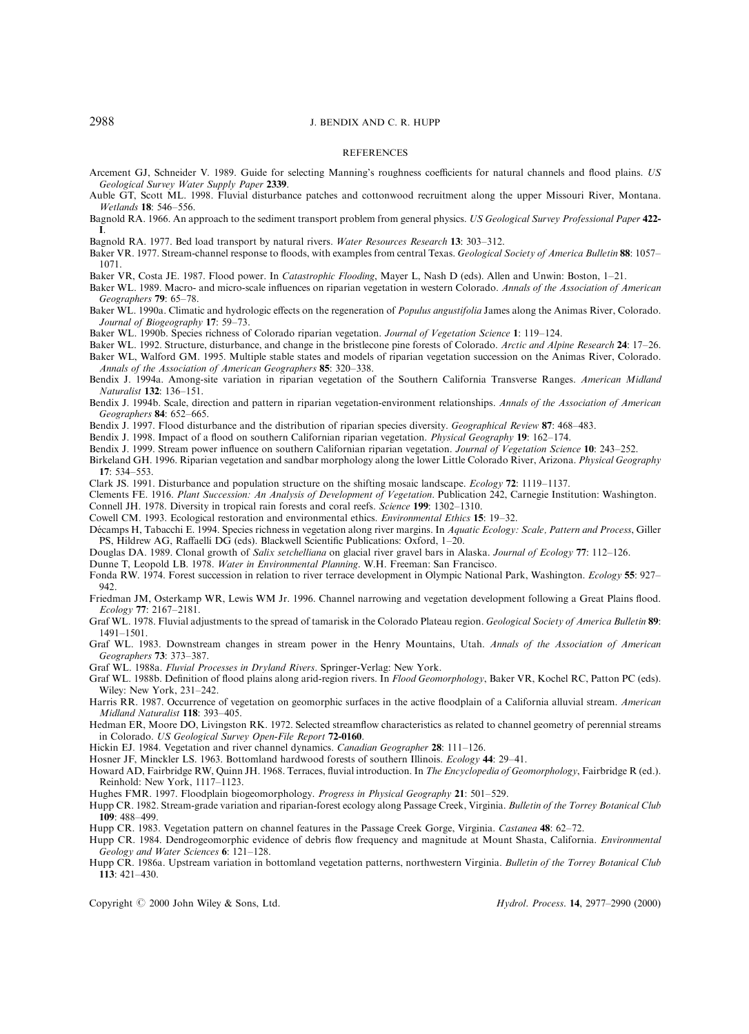## REFERENCES

Arcement GJ, Schneider V. 1989. Guide for selecting Manning's roughness coefficients for natural channels and flood plains. *US Geological Survey Water Supply Paper* **2339**.

Auble GT, Scott ML. 1998. Fluvial disturbance patches and cottonwood recruitment along the upper Missouri River, Montana. *Wetlands* **18**: 546–556.

Bagnold RA. 1966. An approach to the sediment transport problem from general physics. *US Geological Survey Professional Paper* **422-I**.

Bagnold RA. 1977. Bed load transport by natural rivers. *Water Resources Research* **13**: 303–312.

Baker VR. 1977. Stream-channel response to floods, with examples from central Texas. *Geological Society of America Bulletin* **88**: 1057–1071.

Baker VR, Costa JE. 1987. Flood power. In *Catastrophic Flooding*, Mayer L, Nash D (eds). Allen and Unwin: Boston, 1–21.

Baker WL. 1989. Macro- and micro-scale influences on riparian vegetation in western Colorado. *Annals of the Association of American Geographers* **79**: 65–78.

Baker WL. 1990a. Climatic and hydrologic effects on the regeneration of *Populus angustifolia* James along the Animas River, Colorado. *Journal of Biogeography* **17**: 59–73.

Baker WL. 1990b. Species richness of Colorado riparian vegetation. *Journal of Vegetation Science* **1**: 119–124.

Baker WL. 1992. Structure, disturbance, and change in the bristlecone pine forests of Colorado. *Arctic and Alpine Research* **24**: 17–26.

Baker WL, Walford GM. 1995. Multiple stable states and models of riparian vegetation succession on the Animas River, Colorado. *Annals of the Association of American Geographers* **85**: 320–338.

Bendix J. 1994a. Among-site variation in riparian vegetation of the Southern California Transverse Ranges. *American Midland Naturalist* **132**: 136–151.

Bendix J. 1994b. Scale, direction and pattern in riparian vegetation-environment relationships. *Annals of the Association of American Geographers* **84**: 652–665.

Bendix J. 1997. Flood disturbance and the distribution of riparian species diversity. *Geographical Review* **87**: 468–483.

Bendix J. 1998. Impact of a flood on southern Californian riparian vegetation. *Physical Geography* **19**: 162–174.

Bendix J. 1999. Stream power influence on southern Californian riparian vegetation. *Journal of Vegetation Science* **10**: 243–252.

Birkeland GH. 1996. Riparian vegetation and sandbar morphology along the lower Little Colorado River, Arizona. *Physical Geography* **17**: 534–553.

Clark JS. 1991. Disturbance and population structure on the shifting mosaic landscape. *Ecology* **72**: 1119–1137.

Clements FE. 1916. *Plant Succession: An Analysis of Development of Vegetation*. Publication 242, Carnegie Institution: Washington.

Connell JH. 1978. Diversity in tropical rain forests and coral reefs. *Science* **199**: 1302–1310.

Cowell CM. 1993. Ecological restoration and environmental ethics. *Environmental Ethics* **15**: 19–32.

Décamps H, Tabacchi E. 1994. Species richness in vegetation along river margins. In *Aquatic Ecology: Scale, Pattern and Process*, Giller PS, Hildrew AG, Raffaelli DG (eds). Blackwell Scientific Publications: Oxford, 1–20.

Douglas DA. 1989. Clonal growth of *Salix setchelliana* on glacial river gravel bars in Alaska. *Journal of Ecology* **77**: 112–126.

Dunne T, Leopold LB. 1978. *Water in Environmental Planning*. W.H. Freeman: San Francisco.

Fonda RW. 1974. Forest succession in relation to river terrace development in Olympic National Park, Washington. *Ecology* **55**: 927–942.

Friedman JM, Osterkamp WR, Lewis WM Jr. 1996. Channel narrowing and vegetation development following a Great Plains flood. *Ecology* **77**: 2167–2181.

Graf WL. 1978. Fluvial adjustments to the spread of tamarisk in the Colorado Plateau region. *Geological Society of America Bulletin* **89**: 1491–1501.

Graf WL. 1983. Downstream changes in stream power in the Henry Mountains, Utah. *Annals of the Association of American Geographers* **73**: 373–387.

Graf WL. 1988a. *Fluvial Processes in Dryland Rivers*. Springer-Verlag: New York.

Graf WL. 1988b. Definition of flood plains along arid-region rivers. In *Flood Geomorphology*, Baker VR, Kochel RC, Patton PC (eds). Wiley: New York, 231–242.

Harris RR. 1987. Occurrence of vegetation on geomorphic surfaces in the active floodplain of a California alluvial stream. *American Midland Naturalist* **118**: 393–405.

Hedman ER, Moore DO, Livingston RK. 1972. Selected streamflow characteristics as related to channel geometry of perennial streams in Colorado. *US Geological Survey Open-File Report* **72-0160**.

Hickin EJ. 1984. Vegetation and river channel dynamics. *Canadian Geographer* **28**: 111–126.

Hosner JF, Minckler LS. 1963. Bottomland hardwood forests of southern Illinois. *Ecology* **44**: 29–41.

Howard AD, Fairbridge RW, Quinn JH. 1968. Terraces, fluvial introduction. In *The Encyclopedia of Geomorphology*, Fairbridge R (ed.). Reinhold: New York, 1117–1123.

Hughes FMR. 1997. Floodplain biogeomorphology. *Progress in Physical Geography* **21**: 501–529.

Hupp CR. 1982. Stream-grade variation and riparian-forest ecology along Passage Creek, Virginia. *Bulletin of the Torrey Botanical Club* **109**: 488–499.

Hupp CR. 1983. Vegetation pattern on channel features in the Passage Creek Gorge, Virginia. *Castanea* **48**: 62–72.

Hupp CR. 1984. Dendrogeomorphic evidence of debris flow frequency and magnitude at Mount Shasta, California. *Environmental Geology and Water Sciences* **6**: 121–128.

Hupp CR. 1986a. Upstream variation in bottomland vegetation patterns, northwestern Virginia. *Bulletin of the Torrey Botanical Club* **113**: 421–430.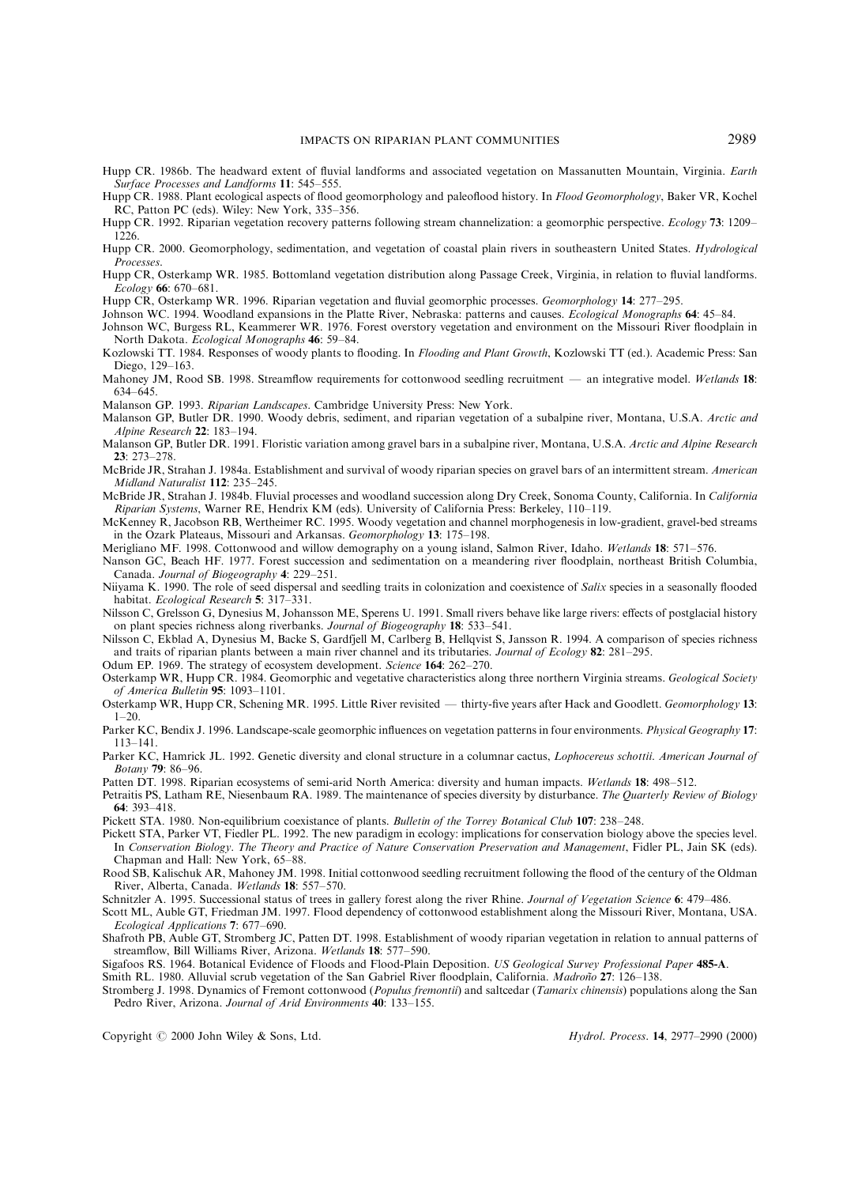Hupp CR. 1986b. The headward extent of fluvial landforms and associated vegetation on Massanutten Mountain, Virginia. *Earth Surface Processes and Landforms* **11**: 545–555.

Hupp CR. 1988. Plant ecological aspects of flood geomorphology and paleoflood history. In *Flood Geomorphology*, Baker VR, Kochel RC, Patton PC (eds). Wiley: New York, 335–356.

Hupp CR. 1992. Riparian vegetation recovery patterns following stream channelization: a geomorphic perspective. *Ecology* **73**: 1209–1226.

Hupp CR. 2000. Geomorphology, sedimentation, and vegetation of coastal plain rivers in southeastern United States. *Hydrological Processes*.

Hupp CR, Osterkamp WR. 1985. Bottomland vegetation distribution along Passage Creek, Virginia, in relation to fluvial landforms. *Ecology* **66**: 670–681.

Hupp CR, Osterkamp WR. 1996. Riparian vegetation and fluvial geomorphic processes. *Geomorphology* **14**: 277–295.

Johnson WC. 1994. Woodland expansions in the Platte River, Nebraska: patterns and causes. *Ecological Monographs* **64**: 45–84.

Johnson WC, Burgess RL, Keammerer WR. 1976. Forest overstory vegetation and environment on the Missouri River floodplain in North Dakota. *Ecological Monographs* **46**: 59–84.

Kozlowski TT. 1984. Responses of woody plants to flooding. In *Flooding and Plant Growth*, Kozlowski TT (ed.). Academic Press: San Diego, 129–163.

Mahoney JM, Rood SB. 1998. Streamflow requirements for cottonwood seedling recruitment — an integrative model. *Wetlands* **18**: 634–645.

Malanson GP. 1993. *Riparian Landscapes*. Cambridge University Press: New York.

Malanson GP, Butler DR. 1990. Woody debris, sediment, and riparian vegetation of a subalpine river, Montana, U.S.A. *Arctic and Alpine Research* **22**: 183–194.

Malanson GP, Butler DR. 1991. Floristic variation among gravel bars in a subalpine river, Montana, U.S.A. *Arctic and Alpine Research* **23**: 273–278.

McBride JR, Strahan J. 1984a. Establishment and survival of woody riparian species on gravel bars of an intermittent stream. *American Midland Naturalist* **112**: 235–245.

McBride JR, Strahan J. 1984b. Fluvial processes and woodland succession along Dry Creek, Sonoma County, California. In *California Riparian Systems*, Warner RE, Hendrix KM (eds). University of California Press: Berkeley, 110–119.

McKenney R, Jacobson RB, Wertheimer RC. 1995. Woody vegetation and channel morphogenesis in low-gradient, gravel-bed streams in the Ozark Plateaus, Missouri and Arkansas. *Geomorphology* **13**: 175–198.

Merigliano MF. 1998. Cottonwood and willow demography on a young island, Salmon River, Idaho. *Wetlands* **18**: 571–576.

Nanson GC, Beach HF. 1977. Forest succession and sedimentation on a meandering river floodplain, northeast British Columbia, Canada. *Journal of Biogeography* **4**: 229–251.

Niiyama K. 1990. The role of seed dispersal and seedling traits in colonization and coexistence of *Salix* species in a seasonally flooded habitat. *Ecological Research* **5**: 317–331.

Nilsson C, Grelsson G, Dynesius M, Johansson ME, Sperens U. 1991. Small rivers behave like large rivers: effects of postglacial history on plant species richness along riverbanks. *Journal of Biogeography* **18**: 533–541.

Nilsson C, Ekblad A, Dynesius M, Backe S, Gardfjell M, Carlberg B, Hellqvist S, Jansson R. 1994. A comparison of species richness and traits of riparian plants between a main river channel and its tributaries. *Journal of Ecology* **82**: 281–295.

Odum EP. 1969. The strategy of ecosystem development. *Science* **164**: 262–270.

Osterkamp WR, Hupp CR. 1984. Geomorphic and vegetative characteristics along three northern Virginia streams. *Geological Society of America Bulletin* **95**: 1093–1101.

Osterkamp WR, Hupp CR, Schening MR. 1995. Little River revisited — thirty-five years after Hack and Goodlett. *Geomorphology* **13**: 1–20.

Parker KC, Bendix J. 1996. Landscape-scale geomorphic influences on vegetation patterns in four environments. *Physical Geography* **17**: 113–141.

Parker KC, Hamrick JL. 1992. Genetic diversity and clonal structure in a columnar cactus, *Lophocereus schottii*. *American Journal of Botany* **79**: 86–96.

Patten DT. 1998. Riparian ecosystems of semi-arid North America: diversity and human impacts. *Wetlands* **18**: 498–512.

Petraitis PS, Latham RE, Niesenbaum RA. 1989. The maintenance of species diversity by disturbance. *The Quarterly Review of Biology* **64**: 393–418.

Pickett STA. 1980. Non-equilibrium coexistance of plants. *Bulletin of the Torrey Botanical Club* **107**: 238–248.

Pickett STA, Parker VT, Fiedler PL. 1992. The new paradigm in ecology: implications for conservation biology above the species level. In *Conservation Biology. The Theory and Practice of Nature Conservation Preservation and Management*, Fidler PL, Jain SK (eds). Chapman and Hall: New York, 65–88.

Rood SB, Kalischuk AR, Mahoney JM. 1998. Initial cottonwood seedling recruitment following the flood of the century of the Oldman River, Alberta, Canada. *Wetlands* **18**: 557–570.

Schnitzler A. 1995. Successional status of trees in gallery forest along the river Rhine. *Journal of Vegetation Science* **6**: 479–486.

Scott ML, Auble GT, Friedman JM. 1997. Flood dependency of cottonwood establishment along the Missouri River, Montana, USA. *Ecological Applications* **7**: 677–690.

Shafroth PB, Auble GT, Stromberg JC, Patten DT. 1998. Establishment of woody riparian vegetation in relation to annual patterns of streamflow, Bill Williams River, Arizona. *Wetlands* **18**: 577–590.

Sigafoos RS. 1964. Botanical Evidence of Floods and Flood-Plain Deposition. *US Geological Survey Professional Paper* **485-A**.

Smith RL. 1980. Alluvial scrub vegetation of the San Gabriel River floodplain, California. *Madroño* **27**: 126–138.

Stromberg J. 1998. Dynamics of Fremont cottonwood (*Populus fremontii*) and saltcedar (*Tamarix chinensis*) populations along the San Pedro River, Arizona. *Journal of Arid Environments* **40**: 133–155.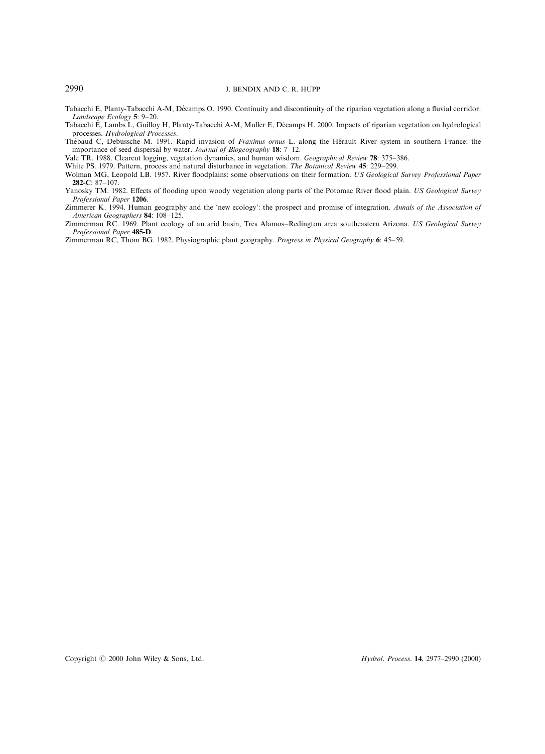Tabacchi E, Planty-Tabacchi A-M, Décamps O. 1990. Continuity and discontinuity of the riparian vegetation along a fluvial corridor. *Landscape Ecology* **5**: 9–20.

Tabacchi E, Lambs L, Guilloy H, Planty-Tabacchi A-M, Muller E, Décamps H. 2000. Impacts of riparian vegetation on hydrological processes. *Hydrological Processes*.

Thébaud C, Debussche M. 1991. Rapid invasion of *Fraxinus ornus* L. along the Hérault River system in southern France: the importance of seed dispersal by water. *Journal of Biogeography* **18**: 7–12.

Vale TR. 1988. Clearcut logging, vegetation dynamics, and human wisdom. *Geographical Review* **78**: 375–386.

White PS. 1979. Pattern, process and natural disturbance in vegetation. *The Botanical Review* **45**: 229–299.

Wolman MG, Leopold LB. 1957. River floodplains: some observations on their formation. *US Geological Survey Professional Paper* **282-C**: 87–107.

Yanosky TM. 1982. Effects of flooding upon woody vegetation along parts of the Potomac River flood plain. *US Geological Survey Professional Paper* **1206**.

Zimmerer K. 1994. Human geography and the 'new ecology': the prospect and promise of integration. *Annals of the Association of American Geographers* **84**: 108–125.

Zimmerman RC. 1969. Plant ecology of an arid basin, Tres Alamos–Redington area southeastern Arizona. *US Geological Survey Professional Paper* **485-D**.

Zimmerman RC, Thom BG. 1982. Physiographic plant geography. *Progress in Physical Geography* **6**: 45–59.